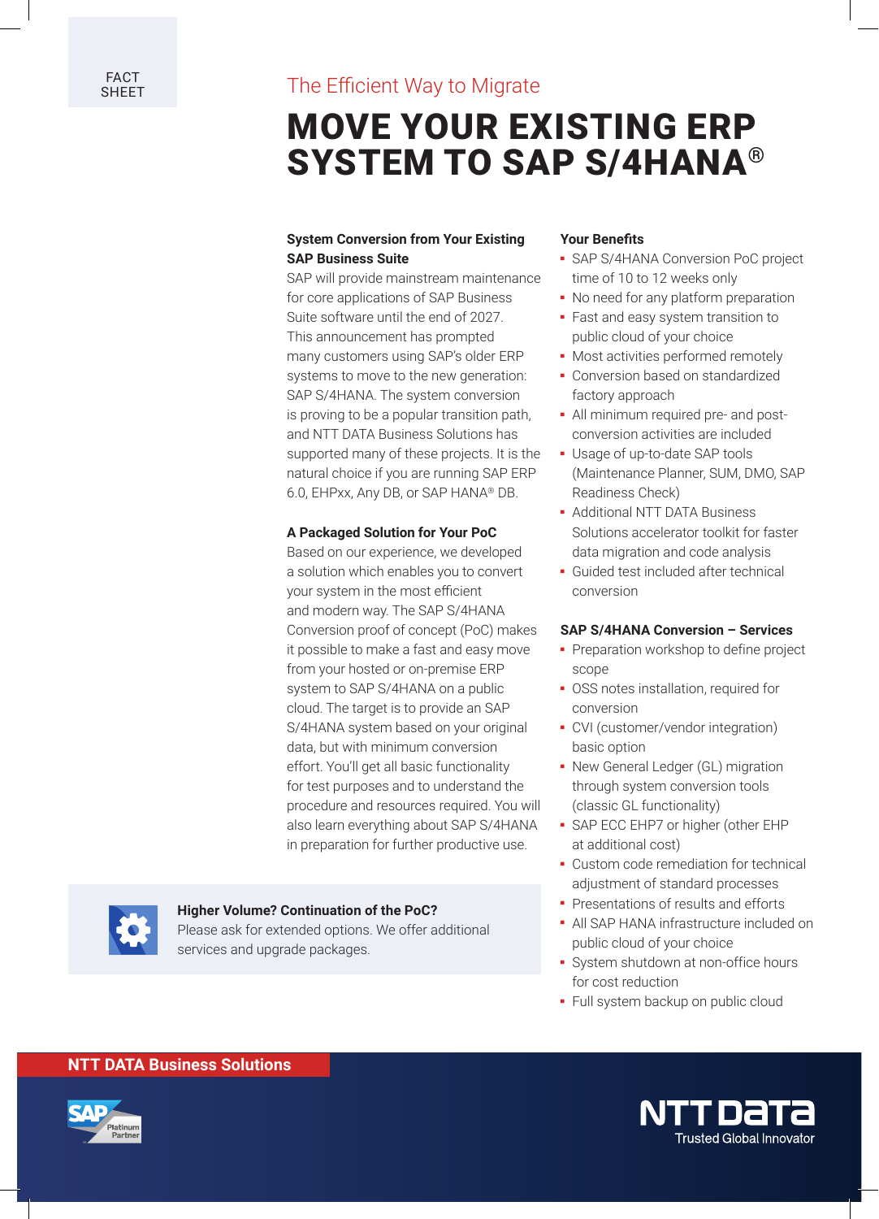FACT SHEET

The Efficient Way to Migrate

# MOVE YOUR EXISTING ERP SYSTEM TO SAP S/4HANA®

**System Conversion from Your Existing SAP Business Suite**

SAP will provide mainstream maintenance for core applications of SAP Business Suite software until the end of 2027. This announcement has prompted many customers using SAP's older ERP systems to move to the new generation: SAP S/4HANA. The system conversion is proving to be a popular transition path, and NTT DATA Business Solutions has supported many of these projects. It is the natural choice if you are running SAP ERP 6.0, EHPxx, Any DB, or SAP HANA® DB.

**A Packaged Solution for Your PoC**

Based on our experience, we developed a solution which enables you to convert your system in the most efficient and modern way. The SAP S/4HANA Conversion proof of concept (PoC) makes it possible to make a fast and easy move from your hosted or on-premise ERP system to SAP S/4HANA on a public cloud. The target is to provide an SAP S/4HANA system based on your original data, but with minimum conversion effort. You'll get all basic functionality for test purposes and to understand the procedure and resources required. You will also learn everything about SAP S/4HANA in preparation for further productive use.

**Higher Volume? Continuation of the PoC?**
Please ask for extended options. We offer additional services and upgrade packages.

**Your Benefits**

- SAP S/4HANA Conversion PoC project time of 10 to 12 weeks only
- No need for any platform preparation
- Fast and easy system transition to public cloud of your choice
- Most activities performed remotely
- Conversion based on standardized factory approach
- All minimum required pre- and post-conversion activities are included
- Usage of up-to-date SAP tools (Maintenance Planner, SUM, DMO, SAP Readiness Check)
- Additional NTT DATA Business Solutions accelerator toolkit for faster data migration and code analysis
- Guided test included after technical conversion

**SAP S/4HANA Conversion – Services**

- Preparation workshop to define project scope
- OSS notes installation, required for conversion
- CVI (customer/vendor integration) basic option
- New General Ledger (GL) migration through system conversion tools (classic GL functionality)
- SAP ECC EHP7 or higher (other EHP at additional cost)
- Custom code remediation for technical adjustment of standard processes
- Presentations of results and efforts
- All SAP HANA infrastructure included on public cloud of your choice
- System shutdown at non-office hours for cost reduction
- Full system backup on public cloud

**NTT DATA Business Solutions**

SAP Platinum Partner

NTT DATA Trusted Global Innovator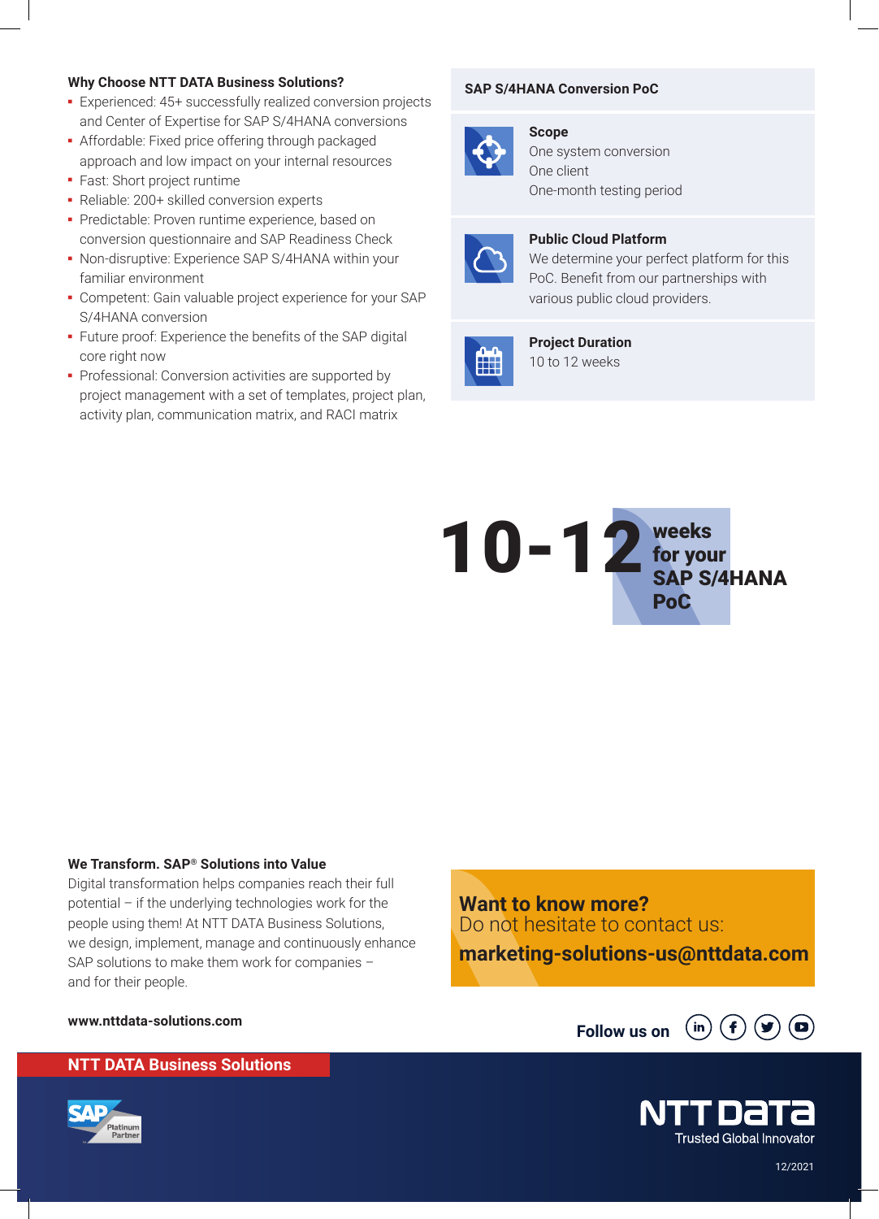### Why Choose NTT DATA Business Solutions?

- Experienced: 45+ successfully realized conversion projects and Center of Expertise for SAP S/4HANA conversions
- Affordable: Fixed price offering through packaged approach and low impact on your internal resources
- Fast: Short project runtime
- Reliable: 200+ skilled conversion experts
- Predictable: Proven runtime experience, based on conversion questionnaire and SAP Readiness Check
- Non-disruptive: Experience SAP S/4HANA within your familiar environment
- Competent: Gain valuable project experience for your SAP S/4HANA conversion
- Future proof: Experience the benefits of the SAP digital core right now
- Professional: Conversion activities are supported by project management with a set of templates, project plan, activity plan, communication matrix, and RACI matrix

### SAP S/4HANA Conversion PoC

**Scope**
One system conversion
One client
One-month testing period

**Public Cloud Platform**
We determine your perfect platform for this PoC. Benefit from our partnerships with various public cloud providers.

**Project Duration**
10 to 12 weeks

**10-12 weeks for your SAP S/4HANA PoC**

### We Transform. SAP® Solutions into Value

Digital transformation helps companies reach their full potential – if the underlying technologies work for the people using them! At NTT DATA Business Solutions, we design, implement, manage and continuously enhance SAP solutions to make them work for companies – and for their people.

**www.nttdata-solutions.com**

**Want to know more?**
Do not hesitate to contact us:
**marketing-solutions-us@nttdata.com**

**Follow us on**

**NTT DATA Business Solutions**

SAP Platinum Partner

NTT DATA
Trusted Global Innovator

12/2021